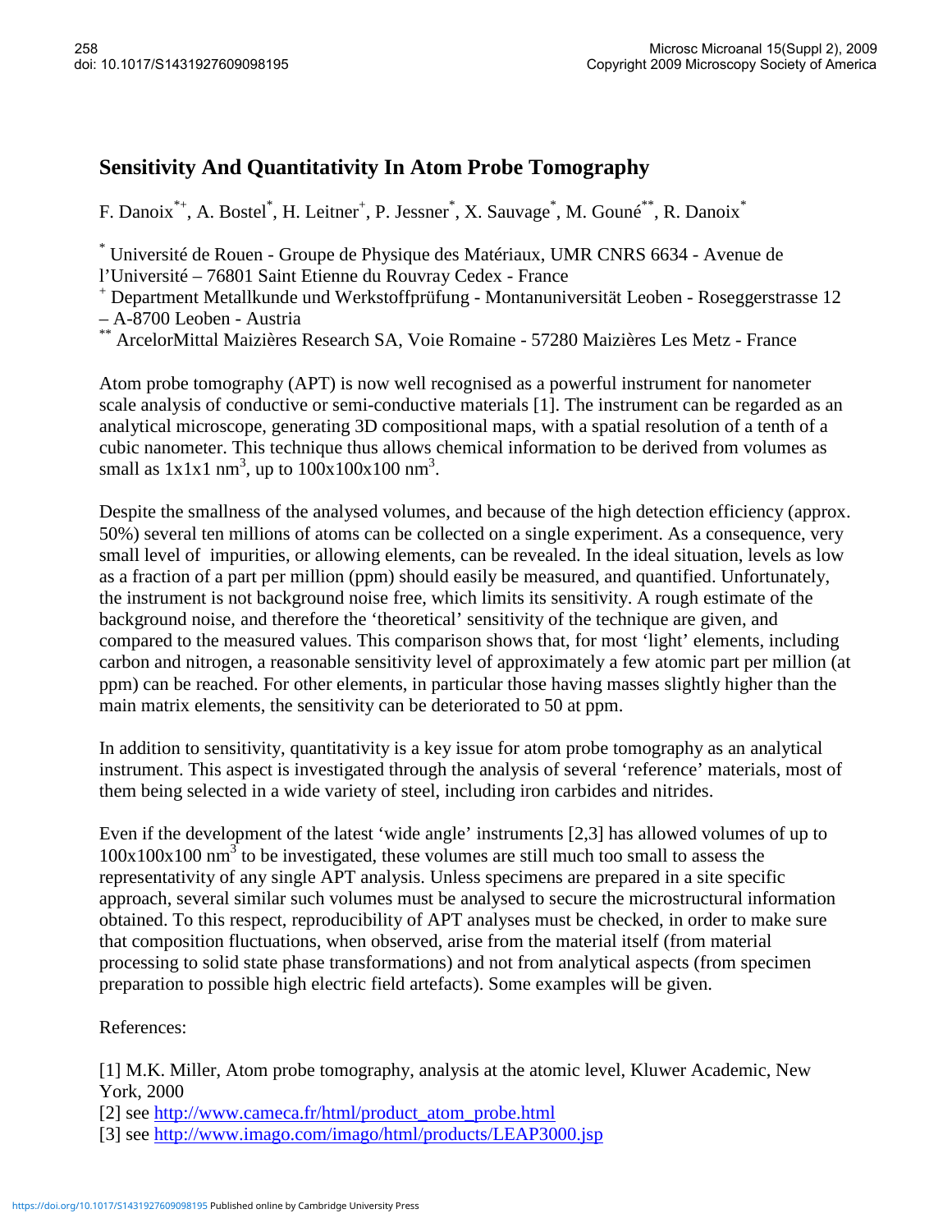# Sensitivity And Quantitativity In Atom Probe Tomography

F. Danoix[*+], A. Bostel[*], H. Leitner[+], P. Jessner[*], X. Sauvage[*], M. Gouné[**], R. Danoix[*]

[*] Université de Rouen - Groupe de Physique des Matériaux, UMR CNRS 6634 - Avenue de l'Université – 76801 Saint Etienne du Rouvray Cedex - France

[+] Department Metallkunde und Werkstoffprüfung - Montanuniversität Leoben - Roseggerstrasse 12 – A-8700 Leoben - Austria

[**] ArcelorMittal Maizières Research SA, Voie Romaine - 57280 Maizières Les Metz - France

Atom probe tomography (APT) is now well recognised as a powerful instrument for nanometer scale analysis of conductive or semi-conductive materials [1]. The instrument can be regarded as an analytical microscope, generating 3D compositional maps, with a spatial resolution of a tenth of a cubic nanometer. This technique thus allows chemical information to be derived from volumes as small as $1x1x1$ nm$^3$, up to $100x100x100$ nm$^3$.

Despite the smallness of the analysed volumes, and because of the high detection efficiency (approx. 50%) several ten millions of atoms can be collected on a single experiment. As a consequence, very small level of impurities, or allowing elements, can be revealed. In the ideal situation, levels as low as a fraction of a part per million (ppm) should easily be measured, and quantified. Unfortunately, the instrument is not background noise free, which limits its sensitivity. A rough estimate of the background noise, and therefore the 'theoretical' sensitivity of the technique are given, and compared to the measured values. This comparison shows that, for most 'light' elements, including carbon and nitrogen, a reasonable sensitivity level of approximately a few atomic part per million (at ppm) can be reached. For other elements, in particular those having masses slightly higher than the main matrix elements, the sensitivity can be deteriorated to 50 at ppm.

In addition to sensitivity, quantitativity is a key issue for atom probe tomography as an analytical instrument. This aspect is investigated through the analysis of several 'reference' materials, most of them being selected in a wide variety of steel, including iron carbides and nitrides.

Even if the development of the latest 'wide angle' instruments [2,3] has allowed volumes of up to $100x100x100$ nm$^3$ to be investigated, these volumes are still much too small to assess the representativity of any single APT analysis. Unless specimens are prepared in a site specific approach, several similar such volumes must be analysed to secure the microstructural information obtained. To this respect, reproducibility of APT analyses must be checked, in order to make sure that composition fluctuations, when observed, arise from the material itself (from material processing to solid state phase transformations) and not from analytical aspects (from specimen preparation to possible high electric field artefacts). Some examples will be given.

References:

[1] M.K. Miller, Atom probe tomography, analysis at the atomic level, Kluwer Academic, New York, 2000

[2] see http://www.cameca.fr/html/product_atom_probe.html

[3] see http://www.imago.com/imago/html/products/LEAP3000.jsp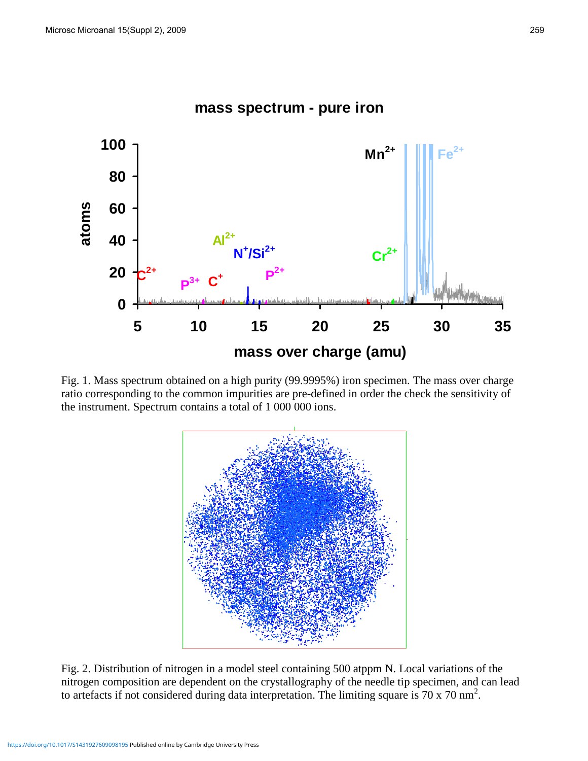mass spectrum - pure iron

atoms

100

80

60

40

20

0

5 10 15 20 25 30 35

mass over charge (amu)

$C^{2+}$ $P^{3+}$ $C^{+}$ $Al^{2+}$ $N^{+}/Si^{2+}$ $P^{2+}$ $Cr^{2+}$ $Mn^{2+}$ $Fe^{2+}$

Fig. 1. Mass spectrum obtained on a high purity (99.9995%) iron specimen. The mass over charge ratio corresponding to the common impurities are pre-defined in order the check the sensitivity of the instrument. Spectrum contains a total of 1 000 000 ions.

Fig. 2. Distribution of nitrogen in a model steel containing 500 atppm N. Local variations of the nitrogen composition are dependent on the crystallography of the needle tip specimen, and can lead to artefacts if not considered during data interpretation. The limiting square is 70 x 70 $nm^2$.